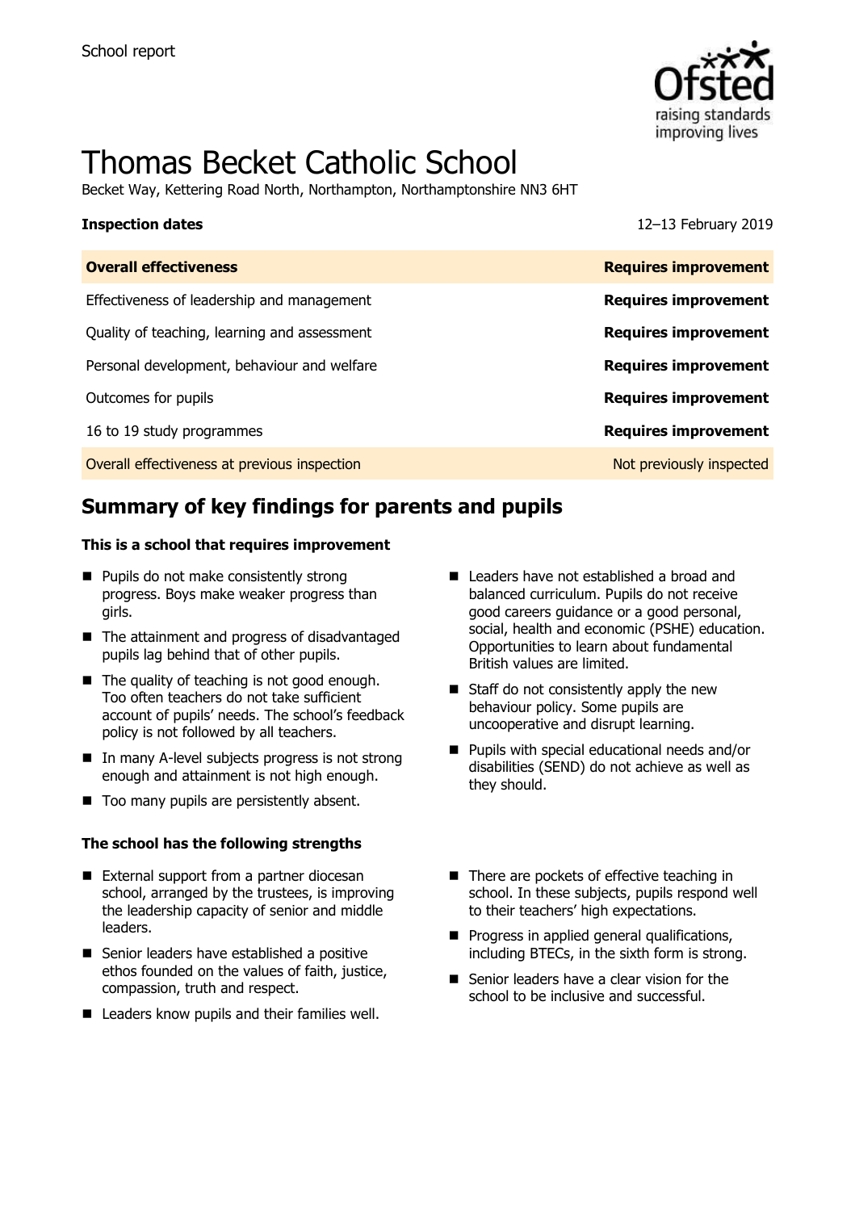School report

# Thomas Becket Catholic School

Becket Way, Kettering Road North, Northampton, Northamptonshire NN3 6HT

| **Inspection dates** | 12–13 February 2019 |
| --- | --- |

| **Overall effectiveness** | **Requires improvement** |
| --- | --- |
| Effectiveness of leadership and management | **Requires improvement** |
| Quality of teaching, learning and assessment | **Requires improvement** |
| Personal development, behaviour and welfare | **Requires improvement** |
| Outcomes for pupils | **Requires improvement** |
| 16 to 19 study programmes | **Requires improvement** |
| Overall effectiveness at previous inspection | Not previously inspected |

## Summary of key findings for parents and pupils

**This is a school that requires improvement**

- Pupils do not make consistently strong progress. Boys make weaker progress than girls.
- The attainment and progress of disadvantaged pupils lag behind that of other pupils.
- The quality of teaching is not good enough. Too often teachers do not take sufficient account of pupils' needs. The school's feedback policy is not followed by all teachers.
- In many A-level subjects progress is not strong enough and attainment is not high enough.
- Too many pupils are persistently absent.
- Leaders have not established a broad and balanced curriculum. Pupils do not receive good careers guidance or a good personal, social, health and economic (PSHE) education. Opportunities to learn about fundamental British values are limited.
- Staff do not consistently apply the new behaviour policy. Some pupils are uncooperative and disrupt learning.
- Pupils with special educational needs and/or disabilities (SEND) do not achieve as well as they should.

**The school has the following strengths**

- External support from a partner diocesan school, arranged by the trustees, is improving the leadership capacity of senior and middle leaders.
- Senior leaders have established a positive ethos founded on the values of faith, justice, compassion, truth and respect.
- Leaders know pupils and their families well.
- There are pockets of effective teaching in school. In these subjects, pupils respond well to their teachers' high expectations.
- Progress in applied general qualifications, including BTECs, in the sixth form is strong.
- Senior leaders have a clear vision for the school to be inclusive and successful.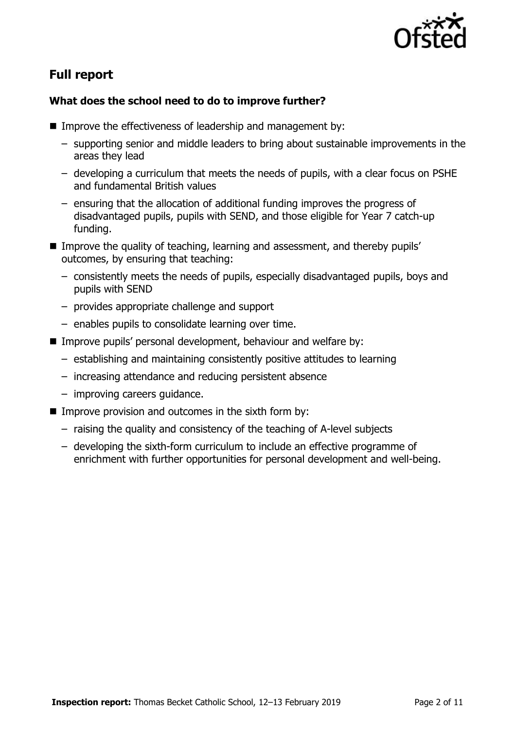## Full report

### What does the school need to do to improve further?

- Improve the effectiveness of leadership and management by:
  - supporting senior and middle leaders to bring about sustainable improvements in the areas they lead
  - developing a curriculum that meets the needs of pupils, with a clear focus on PSHE and fundamental British values
  - ensuring that the allocation of additional funding improves the progress of disadvantaged pupils, pupils with SEND, and those eligible for Year 7 catch-up funding.
- Improve the quality of teaching, learning and assessment, and thereby pupils' outcomes, by ensuring that teaching:
  - consistently meets the needs of pupils, especially disadvantaged pupils, boys and pupils with SEND
  - provides appropriate challenge and support
  - enables pupils to consolidate learning over time.
- Improve pupils' personal development, behaviour and welfare by:
  - establishing and maintaining consistently positive attitudes to learning
  - increasing attendance and reducing persistent absence
  - improving careers guidance.
- Improve provision and outcomes in the sixth form by:
  - raising the quality and consistency of the teaching of A-level subjects
  - developing the sixth-form curriculum to include an effective programme of enrichment with further opportunities for personal development and well-being.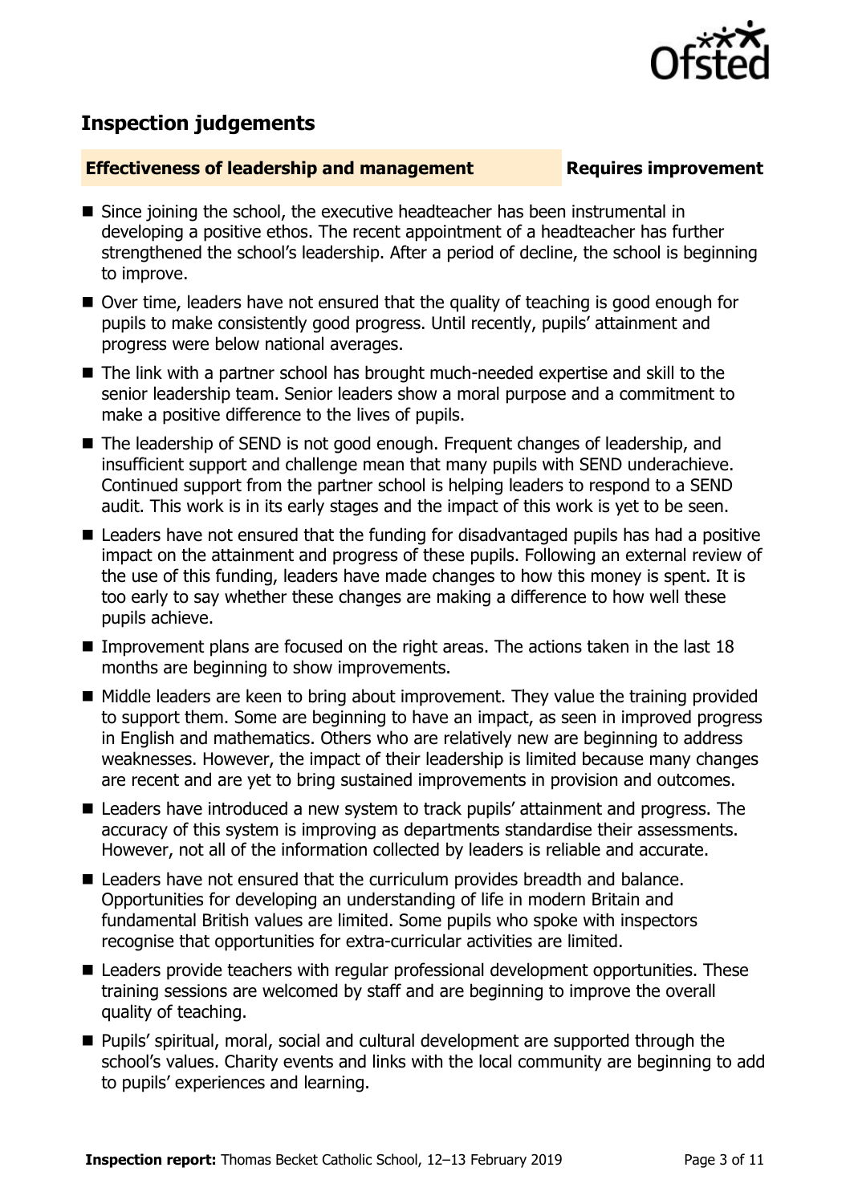## Inspection judgements

**Effectiveness of leadership and management** **Requires improvement**

- Since joining the school, the executive headteacher has been instrumental in developing a positive ethos. The recent appointment of a headteacher has further strengthened the school's leadership. After a period of decline, the school is beginning to improve.
- Over time, leaders have not ensured that the quality of teaching is good enough for pupils to make consistently good progress. Until recently, pupils' attainment and progress were below national averages.
- The link with a partner school has brought much-needed expertise and skill to the senior leadership team. Senior leaders show a moral purpose and a commitment to make a positive difference to the lives of pupils.
- The leadership of SEND is not good enough. Frequent changes of leadership, and insufficient support and challenge mean that many pupils with SEND underachieve. Continued support from the partner school is helping leaders to respond to a SEND audit. This work is in its early stages and the impact of this work is yet to be seen.
- Leaders have not ensured that the funding for disadvantaged pupils has had a positive impact on the attainment and progress of these pupils. Following an external review of the use of this funding, leaders have made changes to how this money is spent. It is too early to say whether these changes are making a difference to how well these pupils achieve.
- Improvement plans are focused on the right areas. The actions taken in the last 18 months are beginning to show improvements.
- Middle leaders are keen to bring about improvement. They value the training provided to support them. Some are beginning to have an impact, as seen in improved progress in English and mathematics. Others who are relatively new are beginning to address weaknesses. However, the impact of their leadership is limited because many changes are recent and are yet to bring sustained improvements in provision and outcomes.
- Leaders have introduced a new system to track pupils' attainment and progress. The accuracy of this system is improving as departments standardise their assessments. However, not all of the information collected by leaders is reliable and accurate.
- Leaders have not ensured that the curriculum provides breadth and balance. Opportunities for developing an understanding of life in modern Britain and fundamental British values are limited. Some pupils who spoke with inspectors recognise that opportunities for extra-curricular activities are limited.
- Leaders provide teachers with regular professional development opportunities. These training sessions are welcomed by staff and are beginning to improve the overall quality of teaching.
- Pupils' spiritual, moral, social and cultural development are supported through the school's values. Charity events and links with the local community are beginning to add to pupils' experiences and learning.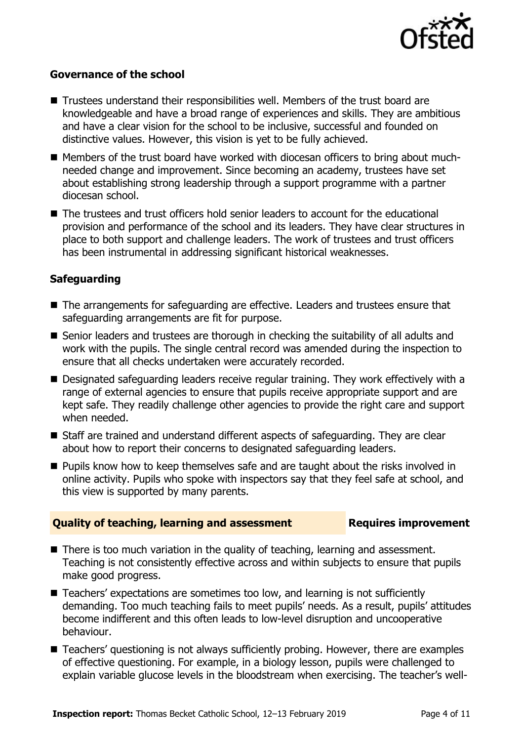### Governance of the school

- Trustees understand their responsibilities well. Members of the trust board are knowledgeable and have a broad range of experiences and skills. They are ambitious and have a clear vision for the school to be inclusive, successful and founded on distinctive values. However, this vision is yet to be fully achieved.
- Members of the trust board have worked with diocesan officers to bring about much-needed change and improvement. Since becoming an academy, trustees have set about establishing strong leadership through a support programme with a partner diocesan school.
- The trustees and trust officers hold senior leaders to account for the educational provision and performance of the school and its leaders. They have clear structures in place to both support and challenge leaders. The work of trustees and trust officers has been instrumental in addressing significant historical weaknesses.

### Safeguarding

- The arrangements for safeguarding are effective. Leaders and trustees ensure that safeguarding arrangements are fit for purpose.
- Senior leaders and trustees are thorough in checking the suitability of all adults and work with the pupils. The single central record was amended during the inspection to ensure that all checks undertaken were accurately recorded.
- Designated safeguarding leaders receive regular training. They work effectively with a range of external agencies to ensure that pupils receive appropriate support and are kept safe. They readily challenge other agencies to provide the right care and support when needed.
- Staff are trained and understand different aspects of safeguarding. They are clear about how to report their concerns to designated safeguarding leaders.
- Pupils know how to keep themselves safe and are taught about the risks involved in online activity. Pupils who spoke with inspectors say that they feel safe at school, and this view is supported by many parents.

## Quality of teaching, learning and assessment — Requires improvement

- There is too much variation in the quality of teaching, learning and assessment. Teaching is not consistently effective across and within subjects to ensure that pupils make good progress.
- Teachers' expectations are sometimes too low, and learning is not sufficiently demanding. Too much teaching fails to meet pupils' needs. As a result, pupils' attitudes become indifferent and this often leads to low-level disruption and uncooperative behaviour.
- Teachers' questioning is not always sufficiently probing. However, there are examples of effective questioning. For example, in a biology lesson, pupils were challenged to explain variable glucose levels in the bloodstream when exercising. The teacher's well-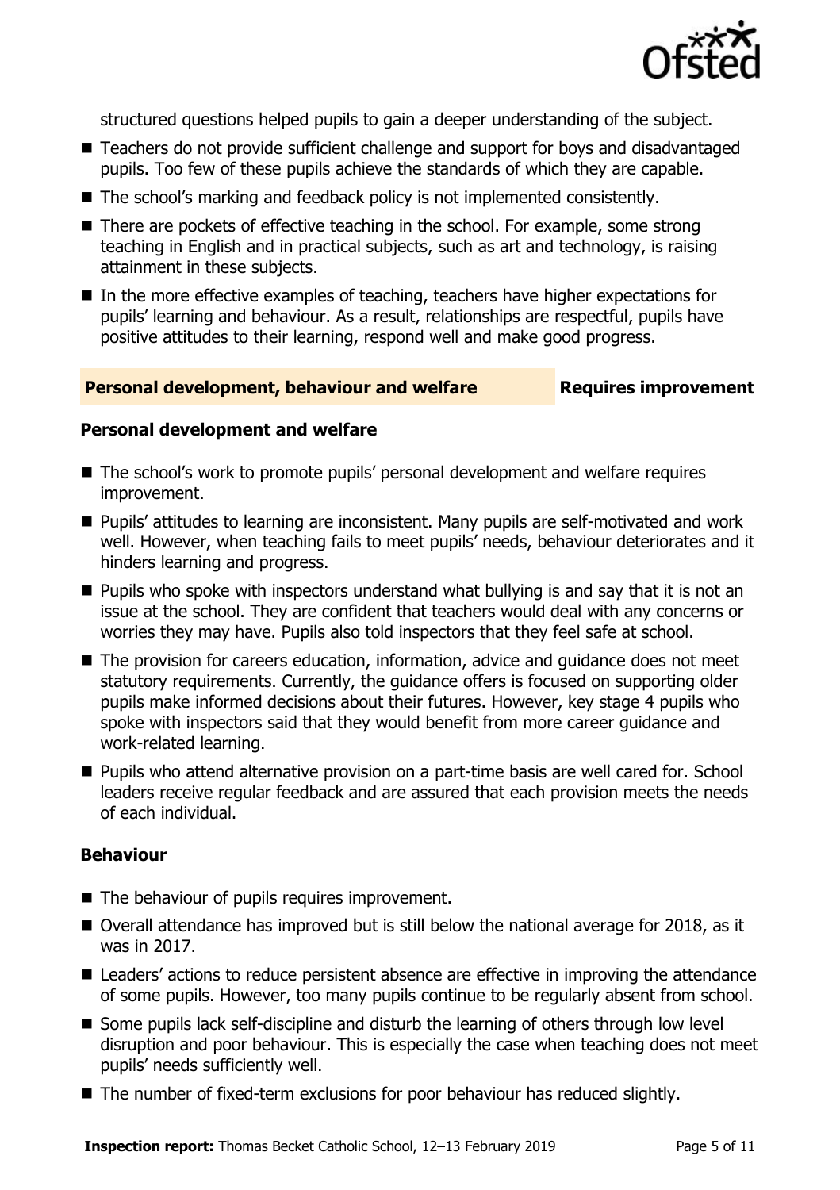structured questions helped pupils to gain a deeper understanding of the subject.

- Teachers do not provide sufficient challenge and support for boys and disadvantaged pupils. Too few of these pupils achieve the standards of which they are capable.
- The school's marking and feedback policy is not implemented consistently.
- There are pockets of effective teaching in the school. For example, some strong teaching in English and in practical subjects, such as art and technology, is raising attainment in these subjects.
- In the more effective examples of teaching, teachers have higher expectations for pupils' learning and behaviour. As a result, relationships are respectful, pupils have positive attitudes to their learning, respond well and make good progress.

## Personal development, behaviour and welfare — Requires improvement

### Personal development and welfare

- The school's work to promote pupils' personal development and welfare requires improvement.
- Pupils' attitudes to learning are inconsistent. Many pupils are self-motivated and work well. However, when teaching fails to meet pupils' needs, behaviour deteriorates and it hinders learning and progress.
- Pupils who spoke with inspectors understand what bullying is and say that it is not an issue at the school. They are confident that teachers would deal with any concerns or worries they may have. Pupils also told inspectors that they feel safe at school.
- The provision for careers education, information, advice and guidance does not meet statutory requirements. Currently, the guidance offers is focused on supporting older pupils make informed decisions about their futures. However, key stage 4 pupils who spoke with inspectors said that they would benefit from more career guidance and work-related learning.
- Pupils who attend alternative provision on a part-time basis are well cared for. School leaders receive regular feedback and are assured that each provision meets the needs of each individual.

### Behaviour

- The behaviour of pupils requires improvement.
- Overall attendance has improved but is still below the national average for 2018, as it was in 2017.
- Leaders' actions to reduce persistent absence are effective in improving the attendance of some pupils. However, too many pupils continue to be regularly absent from school.
- Some pupils lack self-discipline and disturb the learning of others through low level disruption and poor behaviour. This is especially the case when teaching does not meet pupils' needs sufficiently well.
- The number of fixed-term exclusions for poor behaviour has reduced slightly.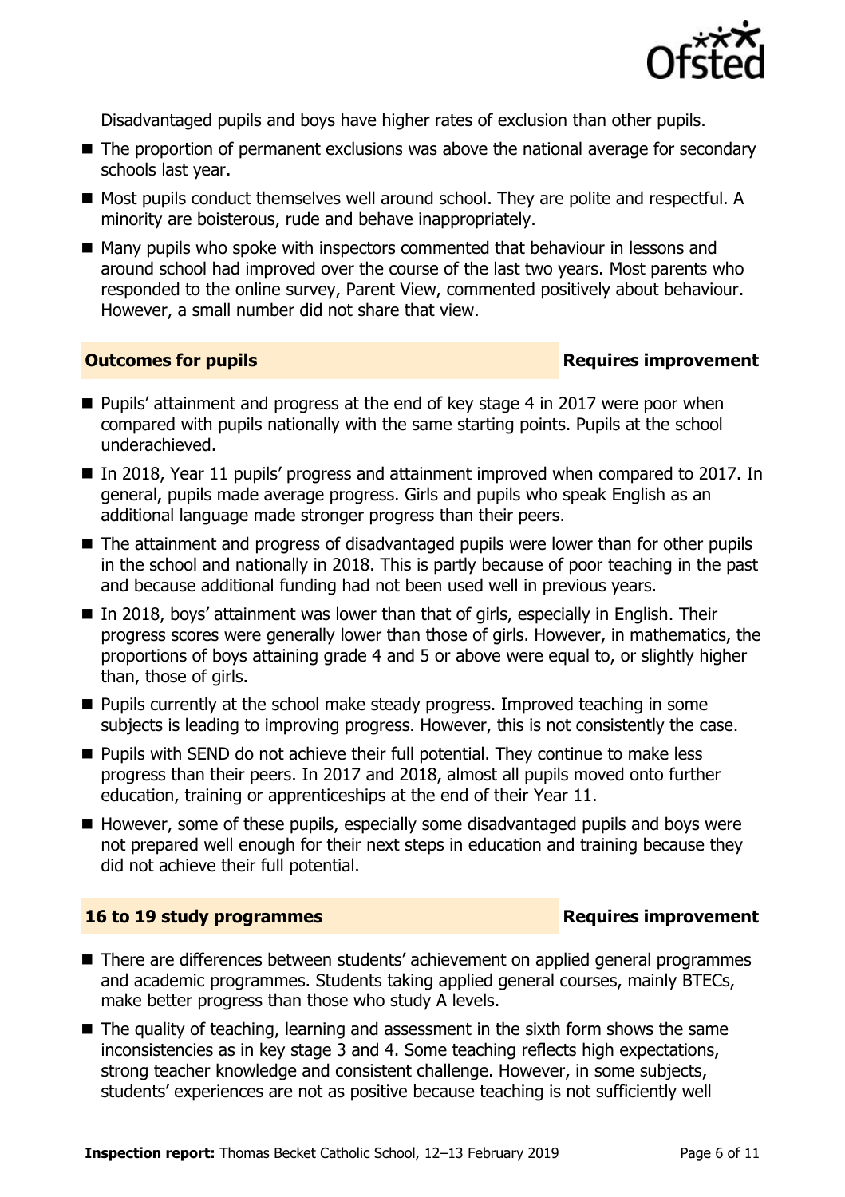Disadvantaged pupils and boys have higher rates of exclusion than other pupils.

- The proportion of permanent exclusions was above the national average for secondary schools last year.
- Most pupils conduct themselves well around school. They are polite and respectful. A minority are boisterous, rude and behave inappropriately.
- Many pupils who spoke with inspectors commented that behaviour in lessons and around school had improved over the course of the last two years. Most parents who responded to the online survey, Parent View, commented positively about behaviour. However, a small number did not share that view.

## Outcomes for pupils — Requires improvement

- Pupils' attainment and progress at the end of key stage 4 in 2017 were poor when compared with pupils nationally with the same starting points. Pupils at the school underachieved.
- In 2018, Year 11 pupils' progress and attainment improved when compared to 2017. In general, pupils made average progress. Girls and pupils who speak English as an additional language made stronger progress than their peers.
- The attainment and progress of disadvantaged pupils were lower than for other pupils in the school and nationally in 2018. This is partly because of poor teaching in the past and because additional funding had not been used well in previous years.
- In 2018, boys' attainment was lower than that of girls, especially in English. Their progress scores were generally lower than those of girls. However, in mathematics, the proportions of boys attaining grade 4 and 5 or above were equal to, or slightly higher than, those of girls.
- Pupils currently at the school make steady progress. Improved teaching in some subjects is leading to improving progress. However, this is not consistently the case.
- Pupils with SEND do not achieve their full potential. They continue to make less progress than their peers. In 2017 and 2018, almost all pupils moved onto further education, training or apprenticeships at the end of their Year 11.
- However, some of these pupils, especially some disadvantaged pupils and boys were not prepared well enough for their next steps in education and training because they did not achieve their full potential.

## 16 to 19 study programmes — Requires improvement

- There are differences between students' achievement on applied general programmes and academic programmes. Students taking applied general courses, mainly BTECs, make better progress than those who study A levels.
- The quality of teaching, learning and assessment in the sixth form shows the same inconsistencies as in key stage 3 and 4. Some teaching reflects high expectations, strong teacher knowledge and consistent challenge. However, in some subjects, students' experiences are not as positive because teaching is not sufficiently well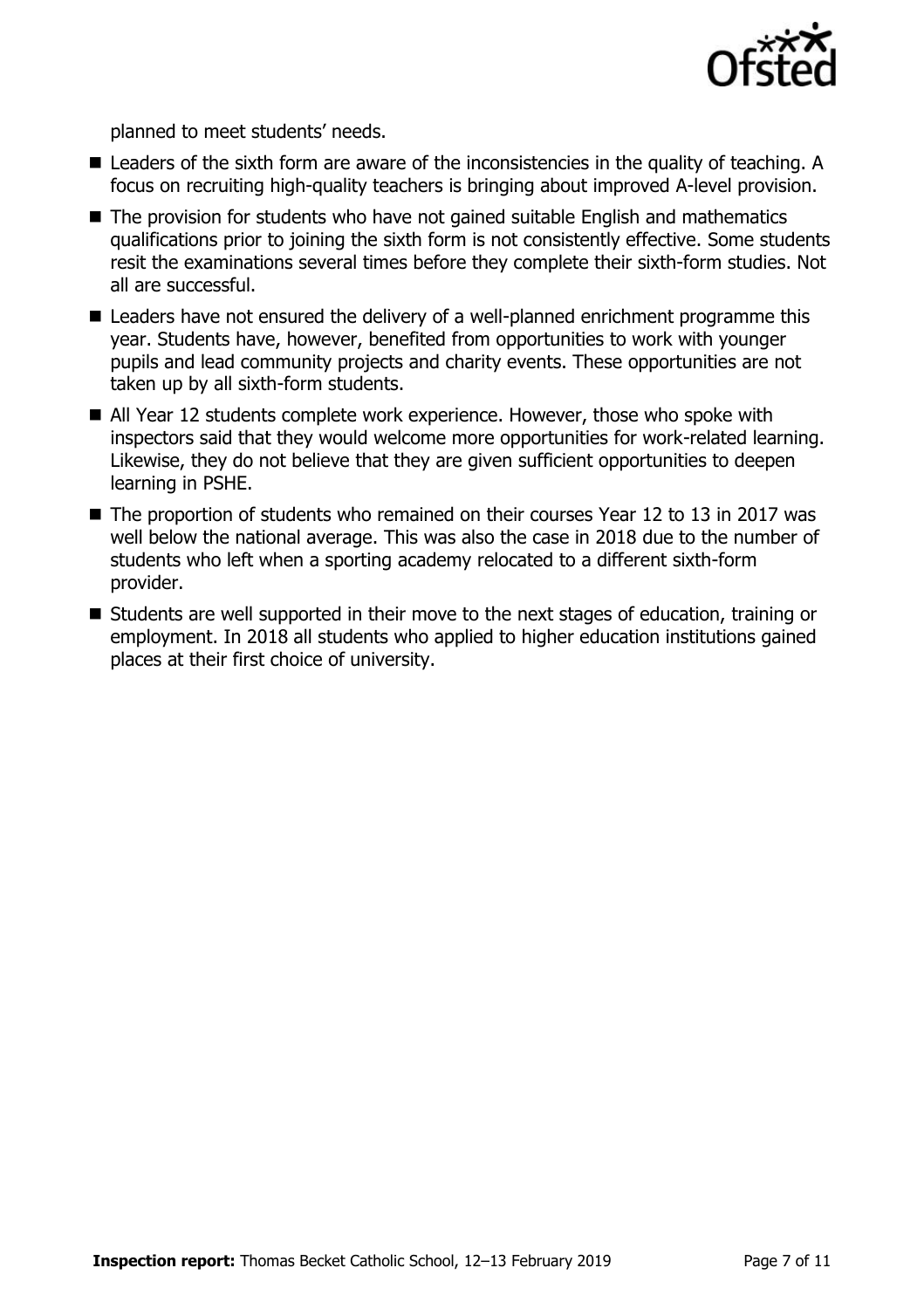planned to meet students' needs.

- Leaders of the sixth form are aware of the inconsistencies in the quality of teaching. A focus on recruiting high-quality teachers is bringing about improved A-level provision.
- The provision for students who have not gained suitable English and mathematics qualifications prior to joining the sixth form is not consistently effective. Some students resit the examinations several times before they complete their sixth-form studies. Not all are successful.
- Leaders have not ensured the delivery of a well-planned enrichment programme this year. Students have, however, benefited from opportunities to work with younger pupils and lead community projects and charity events. These opportunities are not taken up by all sixth-form students.
- All Year 12 students complete work experience. However, those who spoke with inspectors said that they would welcome more opportunities for work-related learning. Likewise, they do not believe that they are given sufficient opportunities to deepen learning in PSHE.
- The proportion of students who remained on their courses Year 12 to 13 in 2017 was well below the national average. This was also the case in 2018 due to the number of students who left when a sporting academy relocated to a different sixth-form provider.
- Students are well supported in their move to the next stages of education, training or employment. In 2018 all students who applied to higher education institutions gained places at their first choice of university.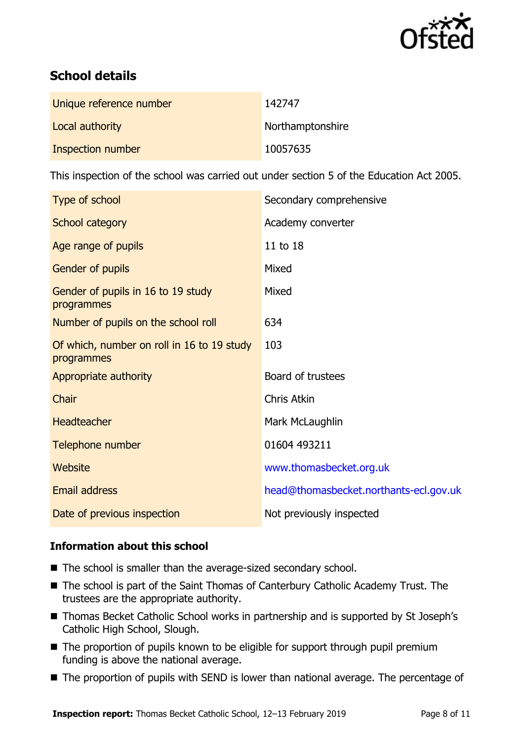## School details

| | |
|---|---|
| Unique reference number | 142747 |
| Local authority | Northamptonshire |
| Inspection number | 10057635 |

This inspection of the school was carried out under section 5 of the Education Act 2005.

| | |
|---|---|
| Type of school | Secondary comprehensive |
| School category | Academy converter |
| Age range of pupils | 11 to 18 |
| Gender of pupils | Mixed |
| Gender of pupils in 16 to 19 study programmes | Mixed |
| Number of pupils on the school roll | 634 |
| Of which, number on roll in 16 to 19 study programmes | 103 |
| Appropriate authority | Board of trustees |
| Chair | Chris Atkin |
| Headteacher | Mark McLaughlin |
| Telephone number | 01604 493211 |
| Website | www.thomasbecket.org.uk |
| Email address | head@thomasbecket.northants-ecl.gov.uk |
| Date of previous inspection | Not previously inspected |

### Information about this school

- The school is smaller than the average-sized secondary school.
- The school is part of the Saint Thomas of Canterbury Catholic Academy Trust. The trustees are the appropriate authority.
- Thomas Becket Catholic School works in partnership and is supported by St Joseph's Catholic High School, Slough.
- The proportion of pupils known to be eligible for support through pupil premium funding is above the national average.
- The proportion of pupils with SEND is lower than national average. The percentage of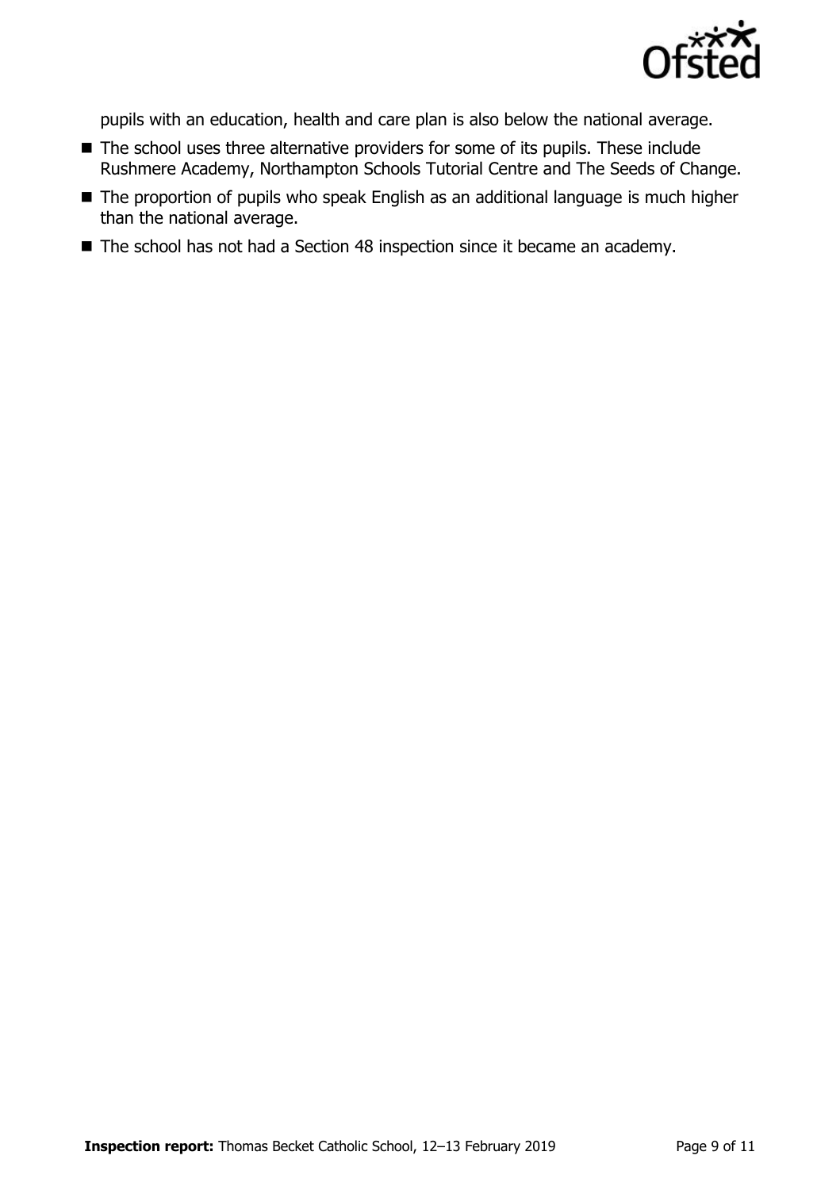pupils with an education, health and care plan is also below the national average.

- The school uses three alternative providers for some of its pupils. These include Rushmere Academy, Northampton Schools Tutorial Centre and The Seeds of Change.
- The proportion of pupils who speak English as an additional language is much higher than the national average.
- The school has not had a Section 48 inspection since it became an academy.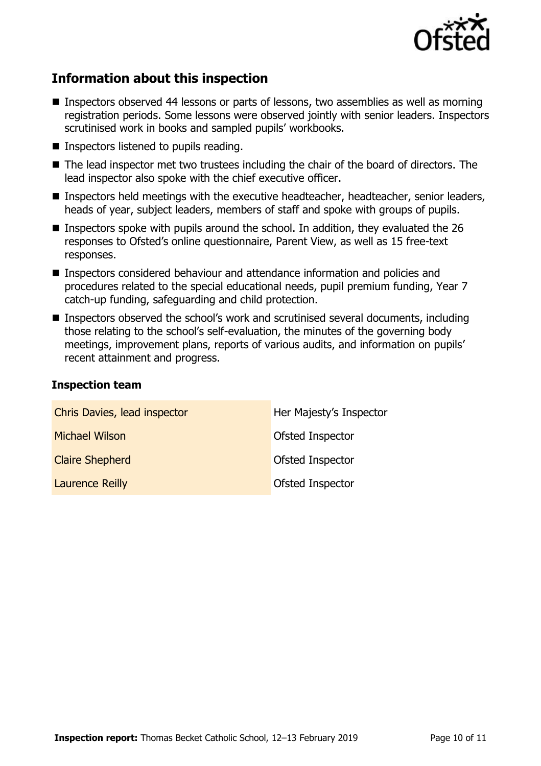## Information about this inspection

- Inspectors observed 44 lessons or parts of lessons, two assemblies as well as morning registration periods. Some lessons were observed jointly with senior leaders. Inspectors scrutinised work in books and sampled pupils' workbooks.
- Inspectors listened to pupils reading.
- The lead inspector met two trustees including the chair of the board of directors. The lead inspector also spoke with the chief executive officer.
- Inspectors held meetings with the executive headteacher, headteacher, senior leaders, heads of year, subject leaders, members of staff and spoke with groups of pupils.
- Inspectors spoke with pupils around the school. In addition, they evaluated the 26 responses to Ofsted's online questionnaire, Parent View, as well as 15 free-text responses.
- Inspectors considered behaviour and attendance information and policies and procedures related to the special educational needs, pupil premium funding, Year 7 catch-up funding, safeguarding and child protection.
- Inspectors observed the school's work and scrutinised several documents, including those relating to the school's self-evaluation, the minutes of the governing body meetings, improvement plans, reports of various audits, and information on pupils' recent attainment and progress.

### Inspection team

| | |
|---|---|
| Chris Davies, lead inspector | Her Majesty's Inspector |
| Michael Wilson | Ofsted Inspector |
| Claire Shepherd | Ofsted Inspector |
| Laurence Reilly | Ofsted Inspector |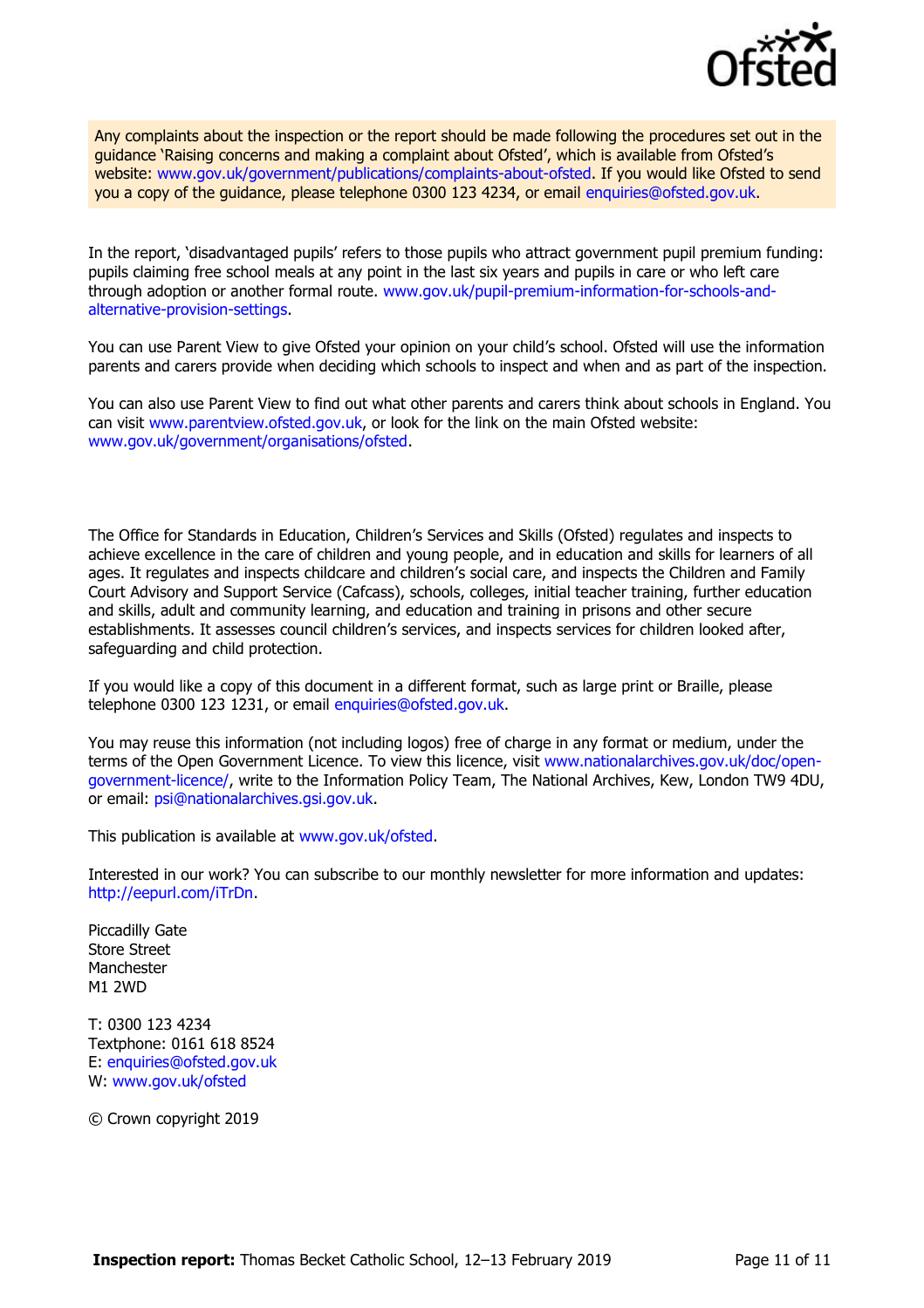Any complaints about the inspection or the report should be made following the procedures set out in the guidance 'Raising concerns and making a complaint about Ofsted', which is available from Ofsted's website: www.gov.uk/government/publications/complaints-about-ofsted. If you would like Ofsted to send you a copy of the guidance, please telephone 0300 123 4234, or email enquiries@ofsted.gov.uk.

In the report, 'disadvantaged pupils' refers to those pupils who attract government pupil premium funding: pupils claiming free school meals at any point in the last six years and pupils in care or who left care through adoption or another formal route. www.gov.uk/pupil-premium-information-for-schools-and-alternative-provision-settings.

You can use Parent View to give Ofsted your opinion on your child's school. Ofsted will use the information parents and carers provide when deciding which schools to inspect and when and as part of the inspection.

You can also use Parent View to find out what other parents and carers think about schools in England. You can visit www.parentview.ofsted.gov.uk, or look for the link on the main Ofsted website: www.gov.uk/government/organisations/ofsted.

The Office for Standards in Education, Children's Services and Skills (Ofsted) regulates and inspects to achieve excellence in the care of children and young people, and in education and skills for learners of all ages. It regulates and inspects childcare and children's social care, and inspects the Children and Family Court Advisory and Support Service (Cafcass), schools, colleges, initial teacher training, further education and skills, adult and community learning, and education and training in prisons and other secure establishments. It assesses council children's services, and inspects services for children looked after, safeguarding and child protection.

If you would like a copy of this document in a different format, such as large print or Braille, please telephone 0300 123 1231, or email enquiries@ofsted.gov.uk.

You may reuse this information (not including logos) free of charge in any format or medium, under the terms of the Open Government Licence. To view this licence, visit www.nationalarchives.gov.uk/doc/open-government-licence/, write to the Information Policy Team, The National Archives, Kew, London TW9 4DU, or email: psi@nationalarchives.gsi.gov.uk.

This publication is available at www.gov.uk/ofsted.

Interested in our work? You can subscribe to our monthly newsletter for more information and updates: http://eepurl.com/iTrDn.

Piccadilly Gate
Store Street
Manchester
M1 2WD

T: 0300 123 4234
Textphone: 0161 618 8524
E: enquiries@ofsted.gov.uk
W: www.gov.uk/ofsted

© Crown copyright 2019